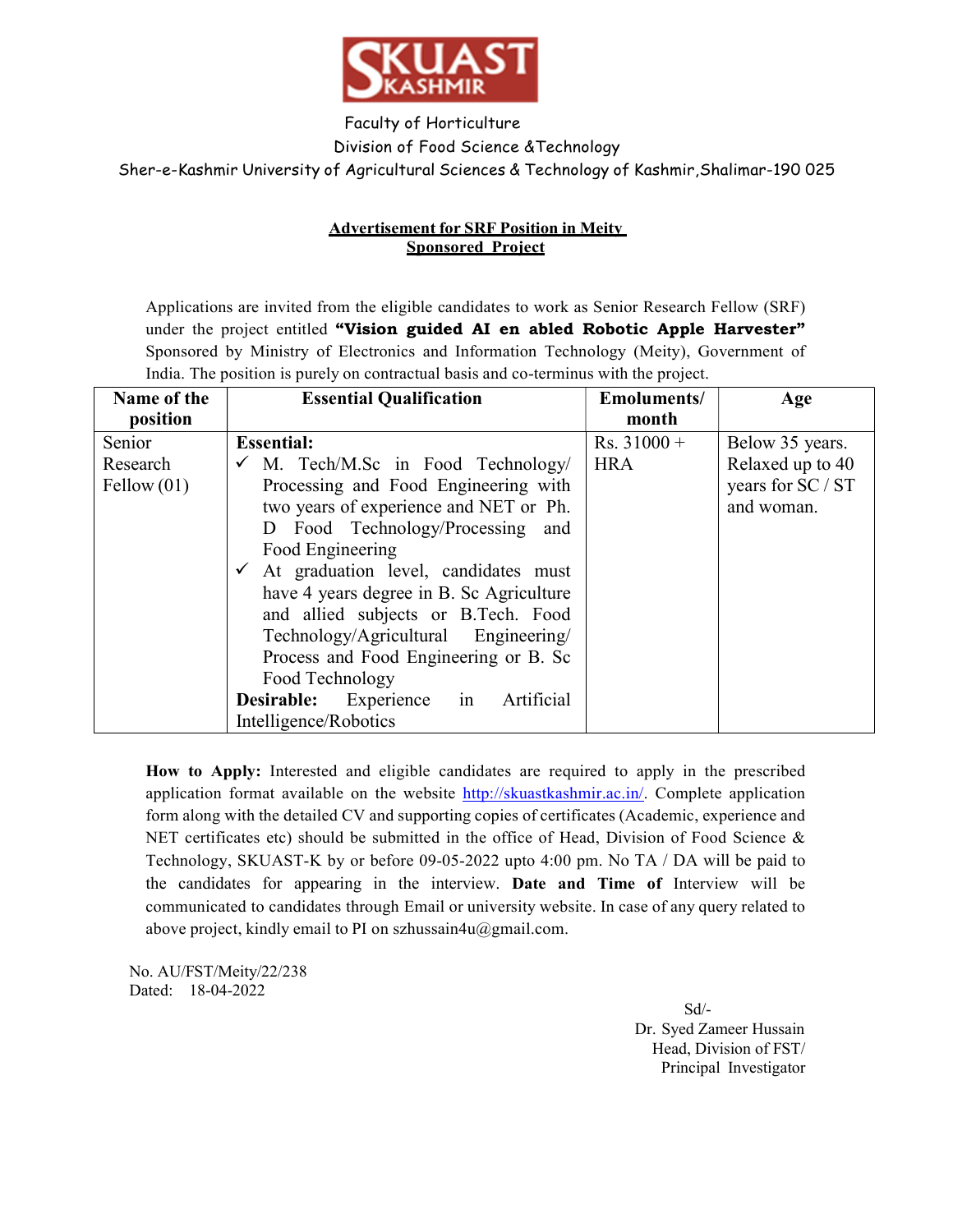# SKUAST KASHMIR

Faculty of Horticulture
Division of Food Science &Technology
Sher-e-Kashmir University of Agricultural Sciences & Technology of Kashmir,Shalimar-190 025

## Advertisement for SRF Position in Meity Sponsored Project

Applications are invited from the eligible candidates to work as Senior Research Fellow (SRF) under the project entitled **"Vision guided AI en abled Robotic Apple Harvester"** Sponsored by Ministry of Electronics and Information Technology (Meity), Government of India. The position is purely on contractual basis and co-terminus with the project.

| Name of the position | Essential Qualification | Emoluments/ month | Age |
|---|---|---|---|
| Senior Research Fellow (01) | **Essential:**<br>✓ M. Tech/M.Sc in Food Technology/ Processing and Food Engineering with two years of experience and NET or Ph. D Food Technology/Processing and Food Engineering<br>✓ At graduation level, candidates must have 4 years degree in B. Sc Agriculture and allied subjects or B.Tech. Food Technology/Agricultural Engineering/ Process and Food Engineering or B. Sc Food Technology<br>**Desirable:** Experience in Artificial Intelligence/Robotics | Rs. 31000 + HRA | Below 35 years. Relaxed up to 40 years for SC / ST and woman. |

**How to Apply:** Interested and eligible candidates are required to apply in the prescribed application format available on the website http://skuastkashmir.ac.in/. Complete application form along with the detailed CV and supporting copies of certificates (Academic, experience and NET certificates etc) should be submitted in the office of Head, Division of Food Science & Technology, SKUAST-K by or before 09-05-2022 upto 4:00 pm. No TA / DA will be paid to the candidates for appearing in the interview. **Date and Time of** Interview will be communicated to candidates through Email or university website. In case of any query related to above project, kindly email to PI on szhussain4u@gmail.com.

No. AU/FST/Meity/22/238
Dated: 18-04-2022

Sd/-
Dr. Syed Zameer Hussain
Head, Division of FST/
Principal Investigator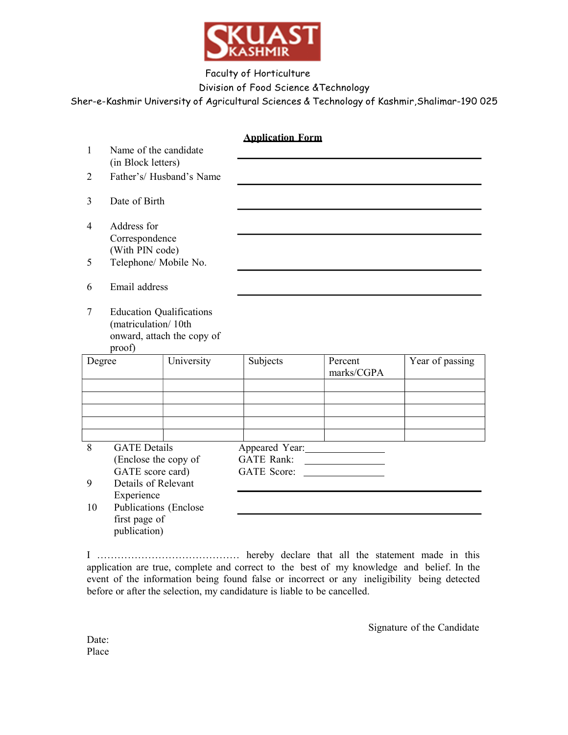SKUAST KASHMIR

Faculty of Horticulture

Division of Food Science &Technology

Sher-e-Kashmir University of Agricultural Sciences & Technology of Kashmir,Shalimar-190 025

## Application Form

1. Name of the candidate (in Block letters) ____________________
2. Father's/ Husband's Name ____________________
3. Date of Birth ____________________
4. Address for Correspondence (With PIN code) ____________________
5. Telephone/ Mobile No. ____________________
6. Email address ____________________
7. Education Qualifications (matriculation/ 10th onward, attach the copy of proof)

| Degree | University | Subjects | Percent marks/CGPA | Year of passing |
|---|---|---|---|---|
| | | | | |
| | | | | |
| | | | | |
| | | | | |
| | | | | |

8. GATE Details (Enclose the copy of GATE score card)
   Appeared Year: ____________
   GATE Rank: ____________
   GATE Score: ____________
9. Details of Relevant Experience ____________________
10. Publications (Enclose first page of publication) ____________________

I …………………………………… hereby declare that all the statement made in this application are true, complete and correct to the best of my knowledge and belief. In the event of the information being found false or incorrect or any ineligibility being detected before or after the selection, my candidature is liable to be cancelled.

Signature of the Candidate

Date:

Place